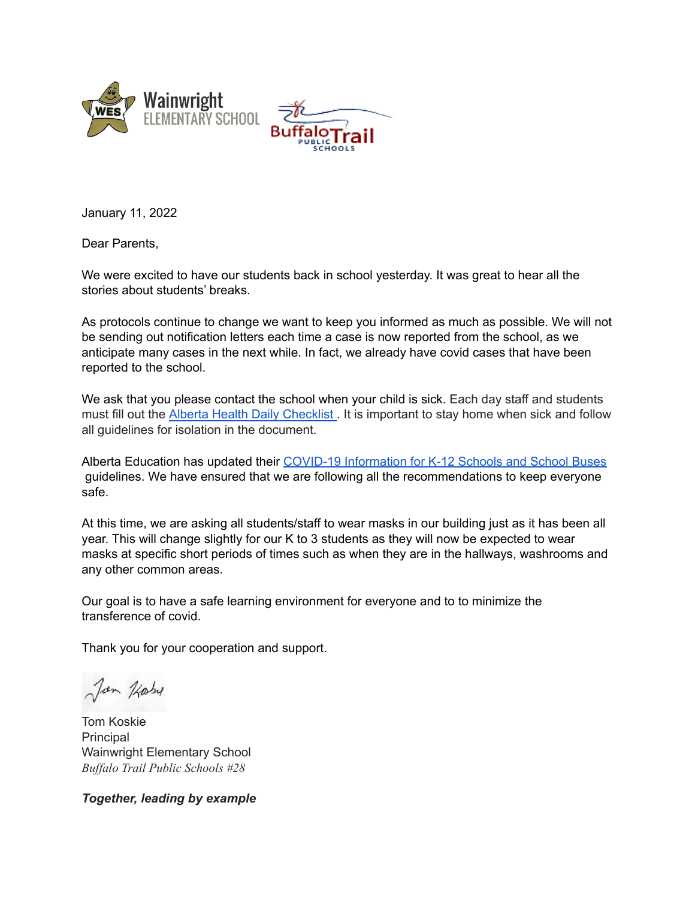Wainwright ELEMENTARY SCHOOL

Buffalo Trail PUBLIC SCHOOLS

January 11, 2022

Dear Parents,

We were excited to have our students back in school yesterday. It was great to hear all the stories about students' breaks.

As protocols continue to change we want to keep you informed as much as possible. We will not be sending out notification letters each time a case is now reported from the school, as we anticipate many cases in the next while. In fact, we already have covid cases that have been reported to the school.

We ask that you please contact the school when your child is sick. Each day staff and students must fill out the Alberta Health Daily Checklist . It is important to stay home when sick and follow all guidelines for isolation in the document.

Alberta Education has updated their COVID-19 Information for K-12 Schools and School Buses guidelines. We have ensured that we are following all the recommendations to keep everyone safe.

At this time, we are asking all students/staff to wear masks in our building just as it has been all year. This will change slightly for our K to 3 students as they will now be expected to wear masks at specific short periods of times such as when they are in the hallways, washrooms and any other common areas.

Our goal is to have a safe learning environment for everyone and to to minimize the transference of covid.

Thank you for your cooperation and support.

Tom Koskie
Principal
Wainwright Elementary School
*Buffalo Trail Public Schools #28*

***Together, leading by example***